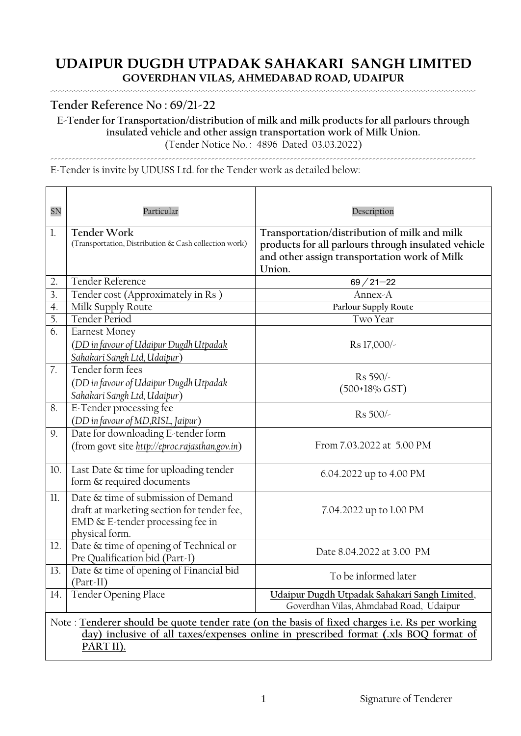# UDAIPUR DUGDH UTPADAK SAHAKARI SANGH LIMITED

**GOVERDHAN VILAS, AHMEDABAD ROAD, UDAIPUR**

## Tender Reference No : 69/21-22

**E-Tender for Transportation/distribution of milk and milk products for all parlours through insulated vehicle and other assign transportation work of Milk Union.**

(Tender Notice No. : 4896 Dated 03.03.2022)

E-Tender is invite by UDUSS Ltd. for the Tender work as detailed below:

| SN | Particular | Description |
|---|---|---|
| 1. | **Tender Work**<br>(Transportation, Distribution & Cash collection work) | **Transportation/distribution of milk and milk products for all parlours through insulated vehicle and other assign transportation work of Milk Union.** |
| 2. | Tender Reference | 69 / 21—22 |
| 3. | Tender cost (Approximately in Rs ) | Annex-A |
| 4. | Milk Supply Route | **Parlour Supply Route** |
| 5. | Tender Period | Two Year |
| 6. | Earnest Money<br>(*DD in favour of Udaipur Dugdh Utpadak Sahakari Sangh Ltd, Udaipur*) | Rs 17,000/- |
| 7. | Tender form fees<br>(*DD in favour of Udaipur Dugdh Utpadak Sahakari Sangh Ltd, Udaipur*) | Rs 590/-<br>(500+18% GST) |
| 8. | E-Tender processing fee<br>(*DD in favour of MD,RISL, Jaipur*) | Rs 500/- |
| 9. | Date for downloading E-tender form<br>(from govt site *http://eproc.rajasthan.gov.in*) | From 7.03.2022 at 5.00 PM |
| 10. | Last Date & time for uploading tender form & required documents | 6.04.2022 up to 4.00 PM |
| 11. | Date & time of submission of Demand draft at marketing section for tender fee, EMD & E-tender processing fee in physical form. | 7.04.2022 up to 1.00 PM |
| 12. | Date & time of opening of Technical or Pre Qualification bid (Part-I) | Date 8.04.2022 at 3.00 PM |
| 13. | Date & time of opening of Financial bid (Part-II) | To be informed later |
| 14. | Tender Opening Place | **Udaipur Dugdh Utpadak Sahakari Sangh Limited**, Goverdhan Vilas, Ahmdabad Road, Udaipur |

Note : **Tenderer should be quote tender rate (on the basis of fixed charges i.e. Rs per working day) inclusive of all taxes/expenses online in prescribed format (.xls BOQ format of PART II).**

Signature of Tenderer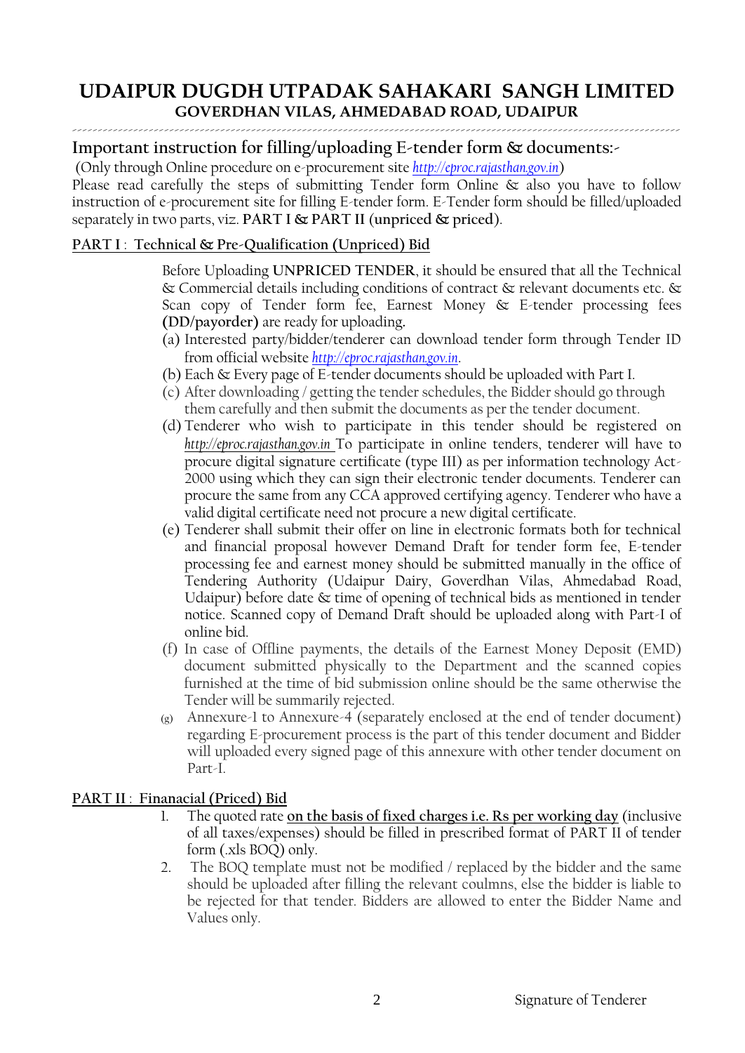# UDAIPUR DUGDH UTPADAK SAHAKARI SANGH LIMITED

## GOVERDHAN VILAS, AHMEDABAD ROAD, UDAIPUR

### Important instruction for filling/uploading E-tender form & documents:-

(Only through Online procedure on e-procurement site *http://eproc.rajasthan.gov.in*)

Please read carefully the steps of submitting Tender form Online & also you have to follow instruction of e-procurement site for filling E-tender form. E-Tender form should be filled/uploaded separately in two parts, viz. **PART I & PART II (unpriced & priced)**.

**PART I : Technical & Pre-Qualification (Unpriced) Bid**

Before Uploading **UNPRICED TENDER**, it should be ensured that all the Technical & Commercial details including conditions of contract & relevant documents etc. & Scan copy of Tender form fee, Earnest Money & E-tender processing fees **(DD/payorder)** are ready for uploading.

(a) Interested party/bidder/tenderer can download tender form through Tender ID from official website *http://eproc.rajasthan.gov.in*.

(b) Each & Every page of E-tender documents should be uploaded with Part I.

(c) After downloading / getting the tender schedules, the Bidder should go through them carefully and then submit the documents as per the tender document.

(d) Tenderer who wish to participate in this tender should be registered on *http://eproc.rajasthan.gov.in* To participate in online tenders, tenderer will have to procure digital signature certificate (type III) as per information technology Act-2000 using which they can sign their electronic tender documents. Tenderer can procure the same from any CCA approved certifying agency. Tenderer who have a valid digital certificate need not procure a new digital certificate.

(e) Tenderer shall submit their offer on line in electronic formats both for technical and financial proposal however Demand Draft for tender form fee, E-tender processing fee and earnest money should be submitted manually in the office of Tendering Authority (Udaipur Dairy, Goverdhan Vilas, Ahmedabad Road, Udaipur) before date & time of opening of technical bids as mentioned in tender notice. Scanned copy of Demand Draft should be uploaded along with Part-I of online bid.

(f) In case of Offline payments, the details of the Earnest Money Deposit (EMD) document submitted physically to the Department and the scanned copies furnished at the time of bid submission online should be the same otherwise the Tender will be summarily rejected.

(g) Annexure-1 to Annexure-4 (separately enclosed at the end of tender document) regarding E-procurement process is the part of this tender document and Bidder will uploaded every signed page of this annexure with other tender document on Part-I.

**PART II : Finanacial (Priced) Bid**

1. The quoted rate on the basis of fixed charges i.e. Rs per working day (inclusive of all taxes/expenses) should be filled in prescribed format of PART II of tender form (.xls BOQ) only.
2. The BOQ template must not be modified / replaced by the bidder and the same should be uploaded after filling the relevant coulmns, else the bidder is liable to be rejected for that tender. Bidders are allowed to enter the Bidder Name and Values only.

Signature of Tenderer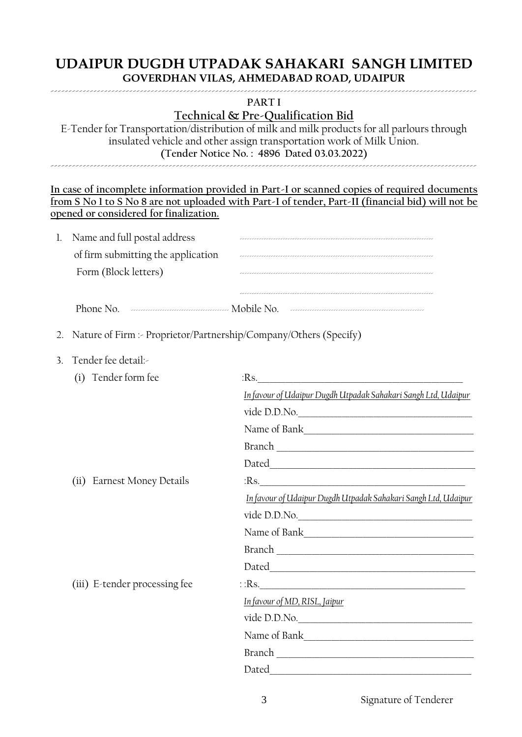# UDAIPUR DUGDH UTPADAK SAHAKARI SANGH LIMITED

**GOVERDHAN VILAS, AHMEDABAD ROAD, UDAIPUR**

**PART I**

## Technical & Pre-Qualification Bid

E-Tender for Transportation/distribution of milk and milk products for all parlours through insulated vehicle and other assign transportation work of Milk Union.

**(Tender Notice No. : 4896 Dated 03.03.2022)**

**In case of incomplete information provided in Part-I or scanned copies of required documents from S No 1 to S No 8 are not uploaded with Part-I of tender, Part-II (financial bid) will not be opened or considered for finalization.**

1. Name and full postal address of firm submitting the application Form (Block letters) ..............................................................................

   ..............................................................................

   ..............................................................................

   ..............................................................................

   Phone No. .............................. Mobile No. ..............................

2. Nature of Firm :- Proprietor/Partnership/Company/Others (Specify)

3. Tender fee detail:-

   (i) Tender form fee :Rs.______________________

   *In favour of Udaipur Dugdh Utpadak Sahakari Sangh Ltd, Udaipur*

   vide D.D.No.______________________

   Name of Bank______________________

   Branch ______________________

   Dated______________________

   (ii) Earnest Money Details :Rs.______________________

   *In favour of Udaipur Dugdh Utpadak Sahakari Sangh Ltd, Udaipur*

   vide D.D.No.______________________

   Name of Bank______________________

   Branch ______________________

   Dated______________________

   (iii) E-tender processing fee : :Rs.______________________

   *In favour of MD, RISL, Jaipur*

   vide D.D.No.______________________

   Name of Bank______________________

   Branch ______________________

   Dated______________________

Signature of Tenderer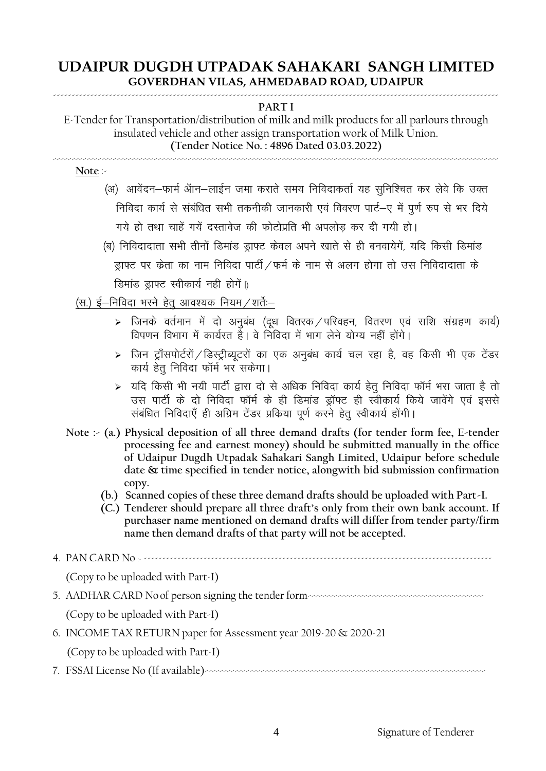# UDAIPUR DUGDH UTPADAK SAHAKARI SANGH LIMITED

## GOVERDHAN VILAS, AHMEDABAD ROAD, UDAIPUR

### PART I

E-Tender for Transportation/distribution of milk and milk products for all parlours through insulated vehicle and other assign transportation work of Milk Union.

**(Tender Notice No. : 4896 Dated 03.03.2022)**

**Note** :-

(अ) आवेंदन–फार्म ऑन–लाईन जमा कराते समय निविदाकर्ता यह सुनिश्चित कर लेवे कि उक्त निविदा कार्य से संबंधित सभी तकनीकी जानकारी एवं विवरण पार्ट–ए में पुर्ण रुप से भर दिये गये हो तथा चाहें गयें दस्तावेज की फोटोप्रति भी अपलोड़ कर दी गयी हो।

(ब) निविदादाता सभी तीनों डिमांड ड्राफ्ट केवल अपने खाते से ही बनवायेगें, यदि किसी डिमांड ड्राफ्ट पर केता का नाम निविदा पार्टी/फर्म के नाम से अलग होगा तो उस निविदादाता के डिमांड ड्राफ्ट स्वीकार्य नही होगें।)

(स.) ई–निविदा भरने हेतु आवश्यक नियम/शर्तेः–

- जिनके वर्तमान में दो अनुबंध (दूध वितरक/परिवहन, वितरण एवं राशि संग्रहण कार्य) विपणन विभाग में कार्यरत है। वे निविदा में भाग लेने योग्य नहीं होंगे।
- जिन ट्राँसपोर्टरों/डिस्ट्रीब्यूटरों का एक अनुबंध कार्य चल रहा है, वह किसी भी एक टेंडर कार्य हेतु निविदा फॉर्म भर सकेगा।
- यदि किसी भी नयी पार्टी द्वारा दो से अधिक निविदा कार्य हेतु निविदा फॉर्म भरा जाता है तो उस पार्टी के दो निविदा फॉर्म के ही डिमांड ड्रॉफ्ट ही स्वीकार्य किये जावेंगे एवं इससे संबंधित निविदाएँ ही अग्रिम टेंडर प्रक्रिया पूर्ण करने हेतु स्वीकार्य होंगी।

**Note :- (a.) Physical deposition of all three demand drafts (for tender form fee, E-tender processing fee and earnest money) should be submitted manually in the office of Udaipur Dugdh Utpadak Sahakari Sangh Limited, Udaipur before schedule date & time specified in tender notice, alongwith bid submission confirmation copy.**

**(b.) Scanned copies of these three demand drafts should be uploaded with Part-I.**

**(C.) Tenderer should prepare all three draft's only from their own bank account. If purchaser name mentioned on demand drafts will differ from tender party/firm name then demand drafts of that party will not be accepted.**

4. PAN CARD No :- ------------------------------------------------------------

   (Copy to be uploaded with Part-I)

5. AADHAR CARD No of person signing the tender form------------------------------------------

   (Copy to be uploaded with Part-I)

6. INCOME TAX RETURN paper for Assessment year 2019-20 & 2020-21

   (Copy to be uploaded with Part-I)

7. FSSAI License No (If available)------------------------------------------------------------

Signature of Tenderer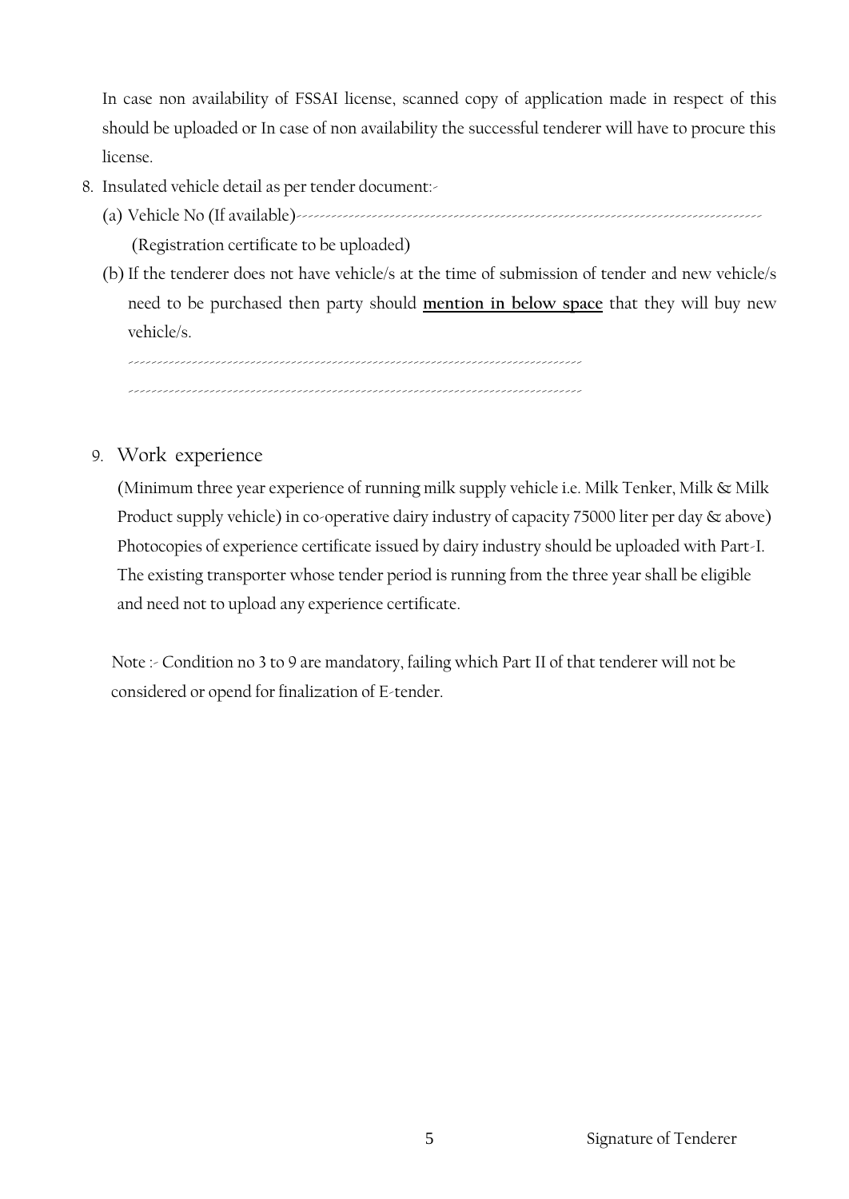In case non availability of FSSAI license, scanned copy of application made in respect of this should be uploaded or In case of non availability the successful tenderer will have to procure this license.

8. Insulated vehicle detail as per tender document:-
   (a) Vehicle No (If available)--------------------------------------------------------------------------------
   (Registration certificate to be uploaded)
   (b) If the tenderer does not have vehicle/s at the time of submission of tender and new vehicle/s need to be purchased then party should **mention in below space** that they will buy new vehicle/s.

   ---------------------------------------------------------------------------

   ---------------------------------------------------------------------------

9. Work experience

   (Minimum three year experience of running milk supply vehicle i.e. Milk Tenker, Milk & Milk Product supply vehicle) in co-operative dairy industry of capacity 75000 liter per day & above) Photocopies of experience certificate issued by dairy industry should be uploaded with Part-I. The existing transporter whose tender period is running from the three year shall be eligible and need not to upload any experience certificate.

Note :- Condition no 3 to 9 are mandatory, failing which Part II of that tenderer will not be considered or opend for finalization of E-tender.

Signature of Tenderer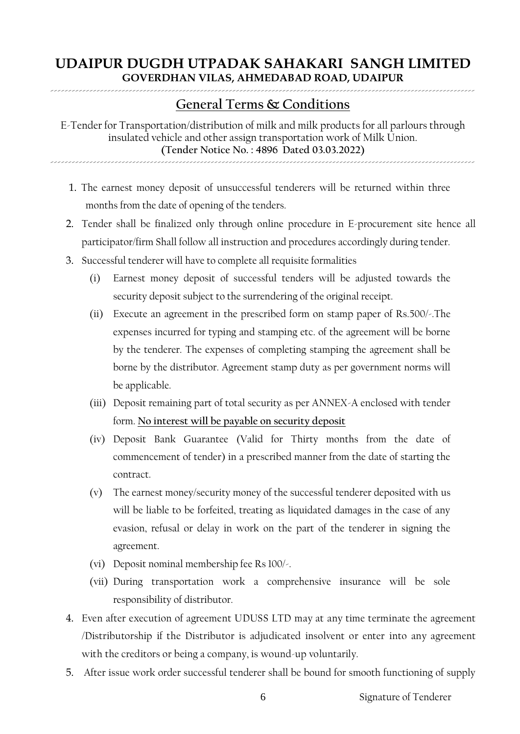# UDAIPUR DUGDH UTPADAK SAHAKARI SANGH LIMITED

**GOVERDHAN VILAS, AHMEDABAD ROAD, UDAIPUR**

## General Terms & Conditions

E-Tender for Transportation/distribution of milk and milk products for all parlours through insulated vehicle and other assign transportation work of Milk Union.
**(Tender Notice No. : 4896 Dated 03.03.2022)**

1. The earnest money deposit of unsuccessful tenderers will be returned within three months from the date of opening of the tenders.
2. Tender shall be finalized only through online procedure in E-procurement site hence all participator/firm Shall follow all instruction and procedures accordingly during tender.
3. Successful tenderer will have to complete all requisite formalities
   - (i) Earnest money deposit of successful tenders will be adjusted towards the security deposit subject to the surrendering of the original receipt.
   - (ii) Execute an agreement in the prescribed form on stamp paper of Rs.500/-.The expenses incurred for typing and stamping etc. of the agreement will be borne by the tenderer. The expenses of completing stamping the agreement shall be borne by the distributor. Agreement stamp duty as per government norms will be applicable.
   - (iii) Deposit remaining part of total security as per ANNEX-A enclosed with tender form. **No interest will be payable on security deposit**
   - (iv) Deposit Bank Guarantee (Valid for Thirty months from the date of commencement of tender) in a prescribed manner from the date of starting the contract.
   - (v) The earnest money/security money of the successful tenderer deposited with us will be liable to be forfeited, treating as liquidated damages in the case of any evasion, refusal or delay in work on the part of the tenderer in signing the agreement.
   - (vi) Deposit nominal membership fee Rs 100/-.
   - (vii) During transportation work a comprehensive insurance will be sole responsibility of distributor.
4. Even after execution of agreement UDUSS LTD may at any time terminate the agreement /Distributorship if the Distributor is adjudicated insolvent or enter into any agreement with the creditors or being a company, is wound-up voluntarily.
5. After issue work order successful tenderer shall be bound for smooth functioning of supply

Signature of Tenderer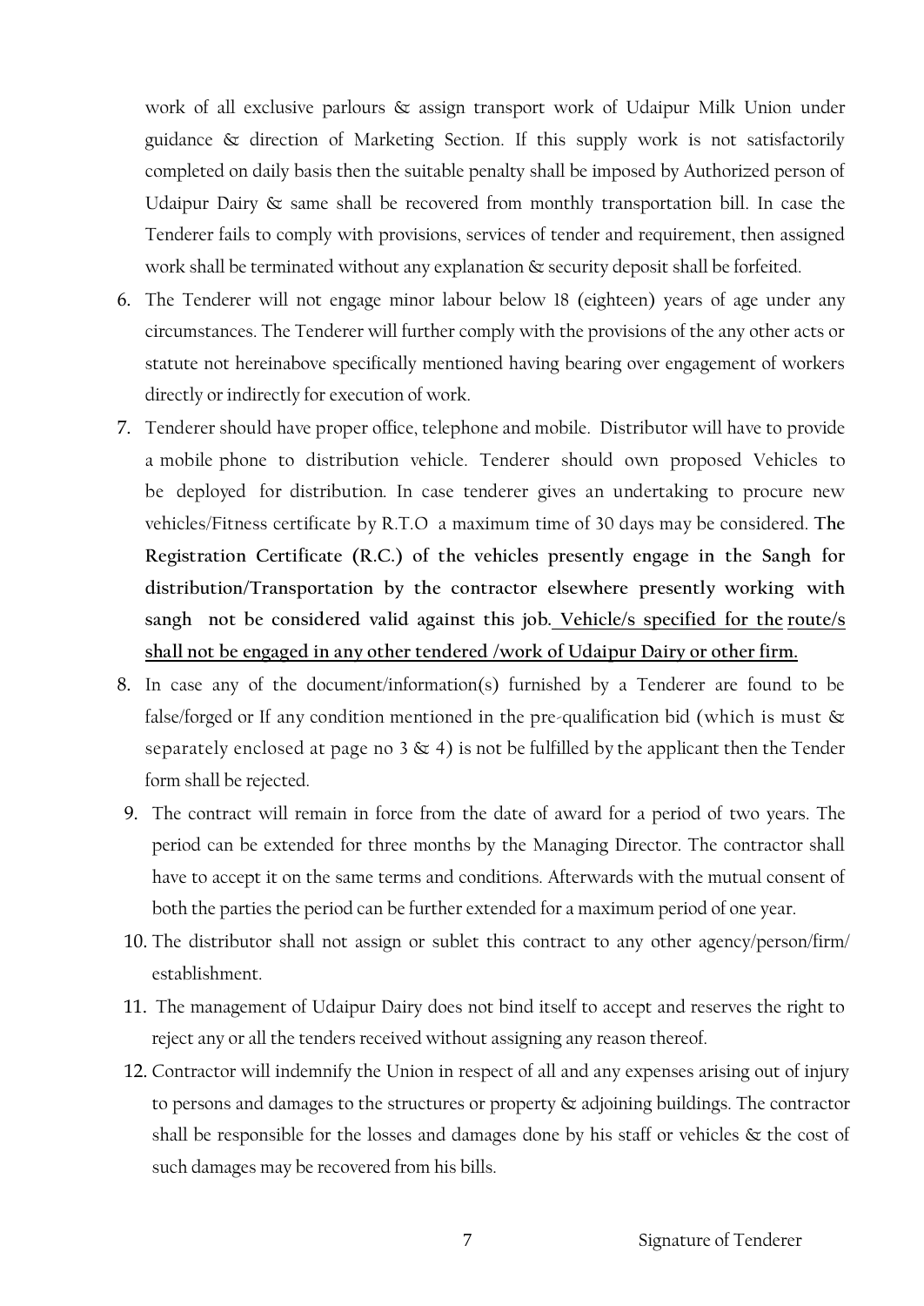work of all exclusive parlours & assign transport work of Udaipur Milk Union under guidance & direction of Marketing Section. If this supply work is not satisfactorily completed on daily basis then the suitable penalty shall be imposed by Authorized person of Udaipur Dairy & same shall be recovered from monthly transportation bill. In case the Tenderer fails to comply with provisions, services of tender and requirement, then assigned work shall be terminated without any explanation & security deposit shall be forfeited.

6. The Tenderer will not engage minor labour below 18 (eighteen) years of age under any circumstances. The Tenderer will further comply with the provisions of the any other acts or statute not hereinabove specifically mentioned having bearing over engagement of workers directly or indirectly for execution of work.
7. Tenderer should have proper office, telephone and mobile. Distributor will have to provide a mobile phone to distribution vehicle. Tenderer should own proposed Vehicles to be deployed for distribution. In case tenderer gives an undertaking to procure new vehicles/Fitness certificate by R.T.O a maximum time of 30 days may be considered. **The Registration Certificate (R.C.) of the vehicles presently engage in the Sangh for distribution/Transportation by the contractor elsewhere presently working with sangh not be considered valid against this job. <u>Vehicle/s specified for the route/s shall not be engaged in any other tendered /work of Udaipur Dairy or other firm.</u>**
8. In case any of the document/information(s) furnished by a Tenderer are found to be false/forged or If any condition mentioned in the pre-qualification bid (which is must & separately enclosed at page no 3 & 4) is not be fulfilled by the applicant then the Tender form shall be rejected.
9. The contract will remain in force from the date of award for a period of two years. The period can be extended for three months by the Managing Director. The contractor shall have to accept it on the same terms and conditions. Afterwards with the mutual consent of both the parties the period can be further extended for a maximum period of one year.
10. The distributor shall not assign or sublet this contract to any other agency/person/firm/ establishment.
11. The management of Udaipur Dairy does not bind itself to accept and reserves the right to reject any or all the tenders received without assigning any reason thereof.
12. Contractor will indemnify the Union in respect of all and any expenses arising out of injury to persons and damages to the structures or property & adjoining buildings. The contractor shall be responsible for the losses and damages done by his staff or vehicles & the cost of such damages may be recovered from his bills.

Signature of Tenderer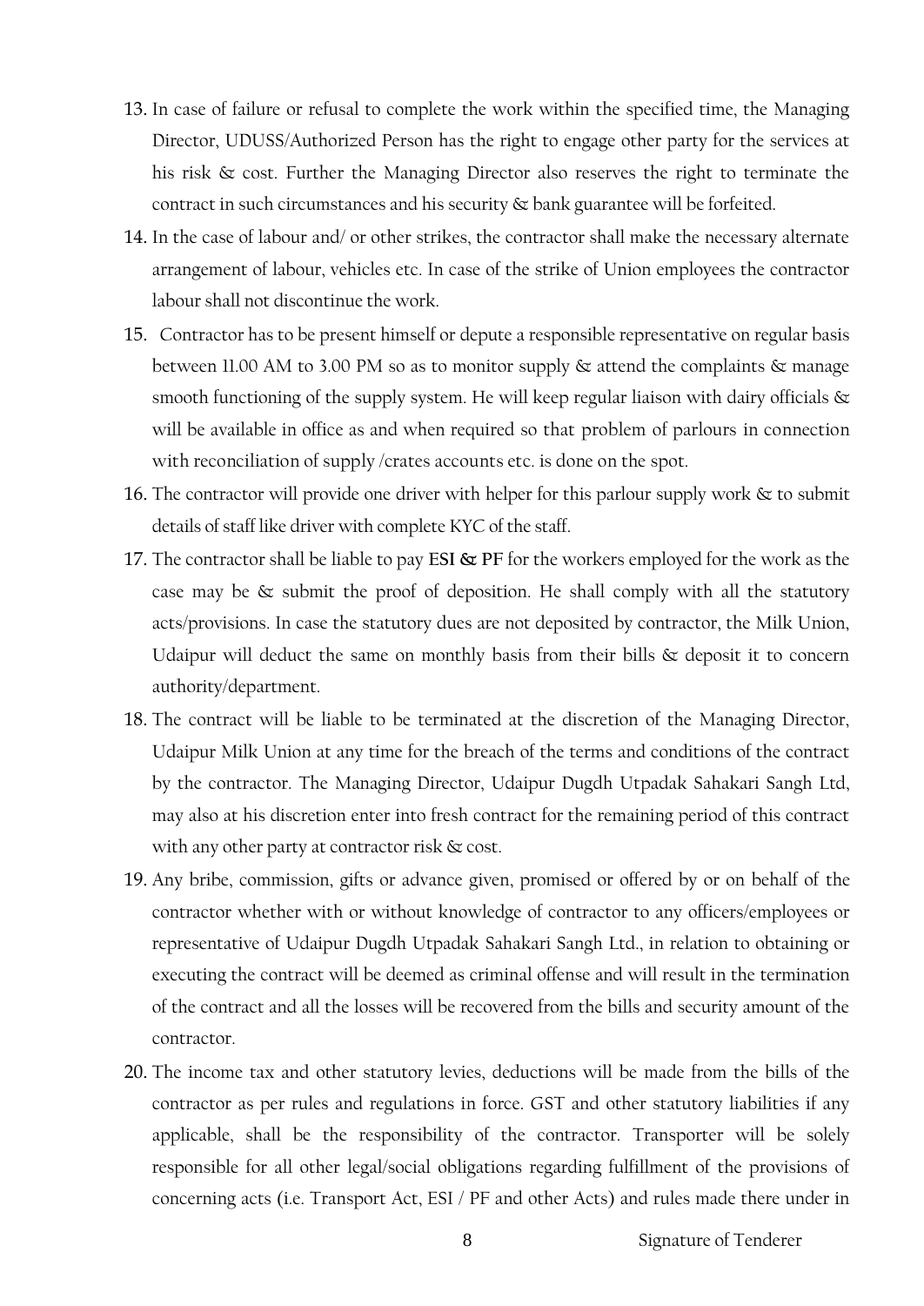13. In case of failure or refusal to complete the work within the specified time, the Managing Director, UDUSS/Authorized Person has the right to engage other party for the services at his risk & cost. Further the Managing Director also reserves the right to terminate the contract in such circumstances and his security & bank guarantee will be forfeited.
14. In the case of labour and/ or other strikes, the contractor shall make the necessary alternate arrangement of labour, vehicles etc. In case of the strike of Union employees the contractor labour shall not discontinue the work.
15. Contractor has to be present himself or depute a responsible representative on regular basis between 11.00 AM to 3.00 PM so as to monitor supply & attend the complaints & manage smooth functioning of the supply system. He will keep regular liaison with dairy officials & will be available in office as and when required so that problem of parlours in connection with reconciliation of supply /crates accounts etc. is done on the spot.
16. The contractor will provide one driver with helper for this parlour supply work & to submit details of staff like driver with complete KYC of the staff.
17. The contractor shall be liable to pay **ESI & PF** for the workers employed for the work as the case may be & submit the proof of deposition. He shall comply with all the statutory acts/provisions. In case the statutory dues are not deposited by contractor, the Milk Union, Udaipur will deduct the same on monthly basis from their bills & deposit it to concern authority/department.
18. The contract will be liable to be terminated at the discretion of the Managing Director, Udaipur Milk Union at any time for the breach of the terms and conditions of the contract by the contractor. The Managing Director, Udaipur Dugdh Utpadak Sahakari Sangh Ltd, may also at his discretion enter into fresh contract for the remaining period of this contract with any other party at contractor risk & cost.
19. Any bribe, commission, gifts or advance given, promised or offered by or on behalf of the contractor whether with or without knowledge of contractor to any officers/employees or representative of Udaipur Dugdh Utpadak Sahakari Sangh Ltd., in relation to obtaining or executing the contract will be deemed as criminal offense and will result in the termination of the contract and all the losses will be recovered from the bills and security amount of the contractor.
20. The income tax and other statutory levies, deductions will be made from the bills of the contractor as per rules and regulations in force. GST and other statutory liabilities if any applicable, shall be the responsibility of the contractor. Transporter will be solely responsible for all other legal/social obligations regarding fulfillment of the provisions of concerning acts (i.e. Transport Act, ESI / PF and other Acts) and rules made there under in

Signature of Tenderer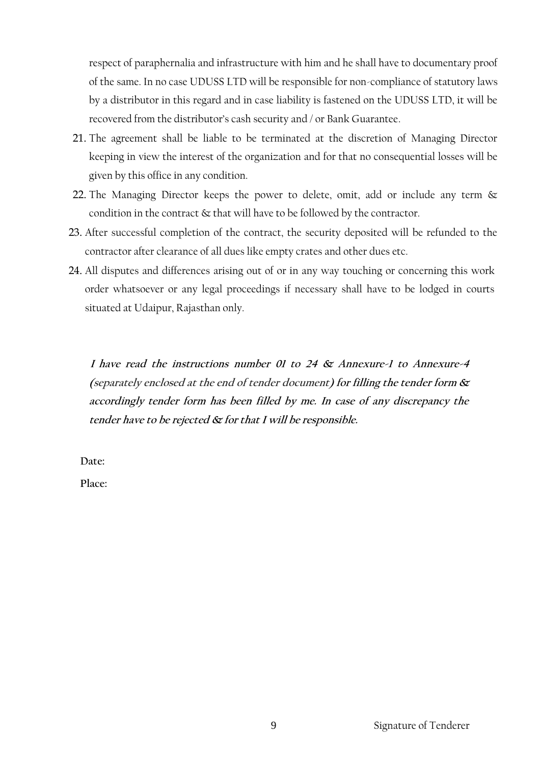respect of paraphernalia and infrastructure with him and he shall have to documentary proof of the same. In no case UDUSS LTD will be responsible for non-compliance of statutory laws by a distributor in this regard and in case liability is fastened on the UDUSS LTD, it will be recovered from the distributor's cash security and / or Bank Guarantee.

21. The agreement shall be liable to be terminated at the discretion of Managing Director keeping in view the interest of the organization and for that no consequential losses will be given by this office in any condition.
22. The Managing Director keeps the power to delete, omit, add or include any term & condition in the contract & that will have to be followed by the contractor.
23. After successful completion of the contract, the security deposited will be refunded to the contractor after clearance of all dues like empty crates and other dues etc.
24. All disputes and differences arising out of or in any way touching or concerning this work order whatsoever or any legal proceedings if necessary shall have to be lodged in courts situated at Udaipur, Rajasthan only.

***I have read the instructions number 01 to 24 & Annexure-1 to Annexure-4 (****separately enclosed at the end of tender document****) for filling the tender form & accordingly tender form has been filled by me. In case of any discrepancy the tender have to be rejected & for that I will be responsible.***

Date:

Place:

Signature of Tenderer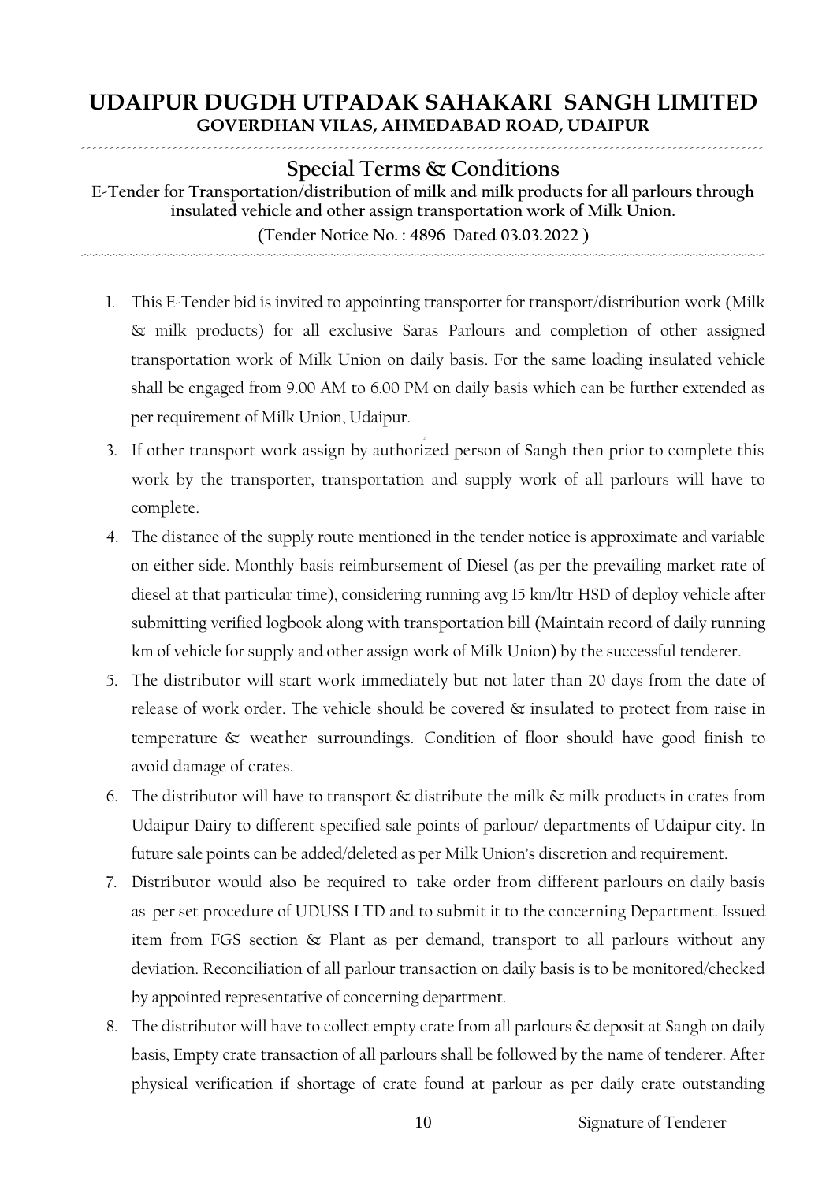# UDAIPUR DUGDH UTPADAK SAHAKARI SANGH LIMITED

**GOVERDHAN VILAS, AHMEDABAD ROAD, UDAIPUR**

## Special Terms & Conditions

**E-Tender for Transportation/distribution of milk and milk products for all parlours through insulated vehicle and other assign transportation work of Milk Union.**

**(Tender Notice No. : 4896 Dated 03.03.2022 )**

1. This E-Tender bid is invited to appointing transporter for transport/distribution work (Milk & milk products) for all exclusive Saras Parlours and completion of other assigned transportation work of Milk Union on daily basis. For the same loading insulated vehicle shall be engaged from 9.00 AM to 6.00 PM on daily basis which can be further extended as per requirement of Milk Union, Udaipur.
3. If other transport work assign by authorized person of Sangh then prior to complete this work by the transporter, transportation and supply work of all parlours will have to complete.
4. The distance of the supply route mentioned in the tender notice is approximate and variable on either side. Monthly basis reimbursement of Diesel (as per the prevailing market rate of diesel at that particular time), considering running avg 15 km/ltr HSD of deploy vehicle after submitting verified logbook along with transportation bill (Maintain record of daily running km of vehicle for supply and other assign work of Milk Union) by the successful tenderer.
5. The distributor will start work immediately but not later than 20 days from the date of release of work order. The vehicle should be covered & insulated to protect from raise in temperature & weather surroundings. Condition of floor should have good finish to avoid damage of crates.
6. The distributor will have to transport & distribute the milk & milk products in crates from Udaipur Dairy to different specified sale points of parlour/ departments of Udaipur city. In future sale points can be added/deleted as per Milk Union's discretion and requirement.
7. Distributor would also be required to take order from different parlours on daily basis as per set procedure of UDUSS LTD and to submit it to the concerning Department. Issued item from FGS section & Plant as per demand, transport to all parlours without any deviation. Reconciliation of all parlour transaction on daily basis is to be monitored/checked by appointed representative of concerning department.
8. The distributor will have to collect empty crate from all parlours & deposit at Sangh on daily basis, Empty crate transaction of all parlours shall be followed by the name of tenderer. After physical verification if shortage of crate found at parlour as per daily crate outstanding

Signature of Tenderer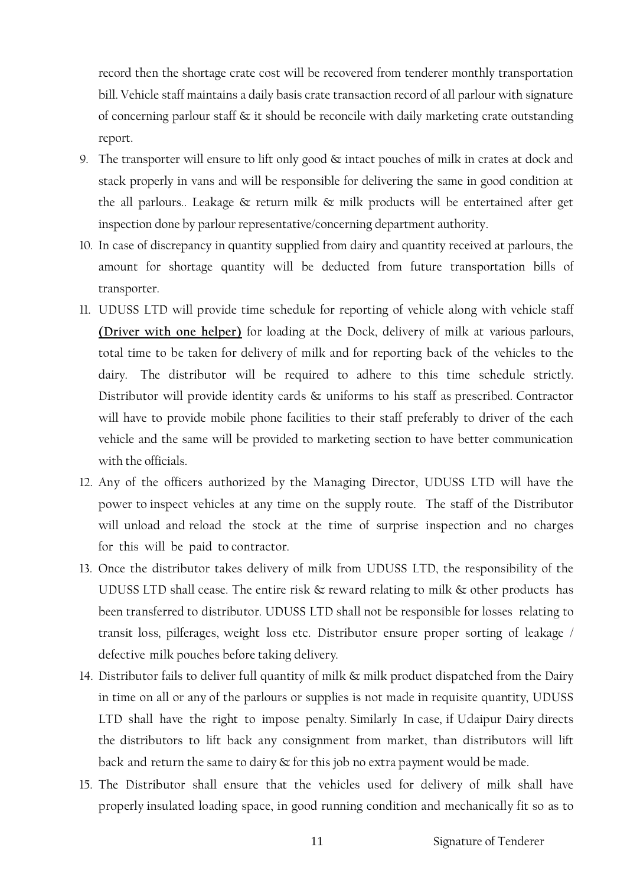record then the shortage crate cost will be recovered from tenderer monthly transportation bill. Vehicle staff maintains a daily basis crate transaction record of all parlour with signature of concerning parlour staff & it should be reconcile with daily marketing crate outstanding report.

9. The transporter will ensure to lift only good & intact pouches of milk in crates at dock and stack properly in vans and will be responsible for delivering the same in good condition at the all parlours.. Leakage & return milk & milk products will be entertained after get inspection done by parlour representative/concerning department authority.
10. In case of discrepancy in quantity supplied from dairy and quantity received at parlours, the amount for shortage quantity will be deducted from future transportation bills of transporter.
11. UDUSS LTD will provide time schedule for reporting of vehicle along with vehicle staff **(Driver with one helper)** for loading at the Dock, delivery of milk at various parlours, total time to be taken for delivery of milk and for reporting back of the vehicles to the dairy. The distributor will be required to adhere to this time schedule strictly. Distributor will provide identity cards & uniforms to his staff as prescribed. Contractor will have to provide mobile phone facilities to their staff preferably to driver of the each vehicle and the same will be provided to marketing section to have better communication with the officials.
12. Any of the officers authorized by the Managing Director, UDUSS LTD will have the power to inspect vehicles at any time on the supply route. The staff of the Distributor will unload and reload the stock at the time of surprise inspection and no charges for this will be paid to contractor.
13. Once the distributor takes delivery of milk from UDUSS LTD, the responsibility of the UDUSS LTD shall cease. The entire risk & reward relating to milk & other products has been transferred to distributor. UDUSS LTD shall not be responsible for losses relating to transit loss, pilferages, weight loss etc. Distributor ensure proper sorting of leakage / defective milk pouches before taking delivery.
14. Distributor fails to deliver full quantity of milk & milk product dispatched from the Dairy in time on all or any of the parlours or supplies is not made in requisite quantity, UDUSS LTD shall have the right to impose penalty. Similarly In case, if Udaipur Dairy directs the distributors to lift back any consignment from market, than distributors will lift back and return the same to dairy & for this job no extra payment would be made.
15. The Distributor shall ensure that the vehicles used for delivery of milk shall have properly insulated loading space, in good running condition and mechanically fit so as to

Signature of Tenderer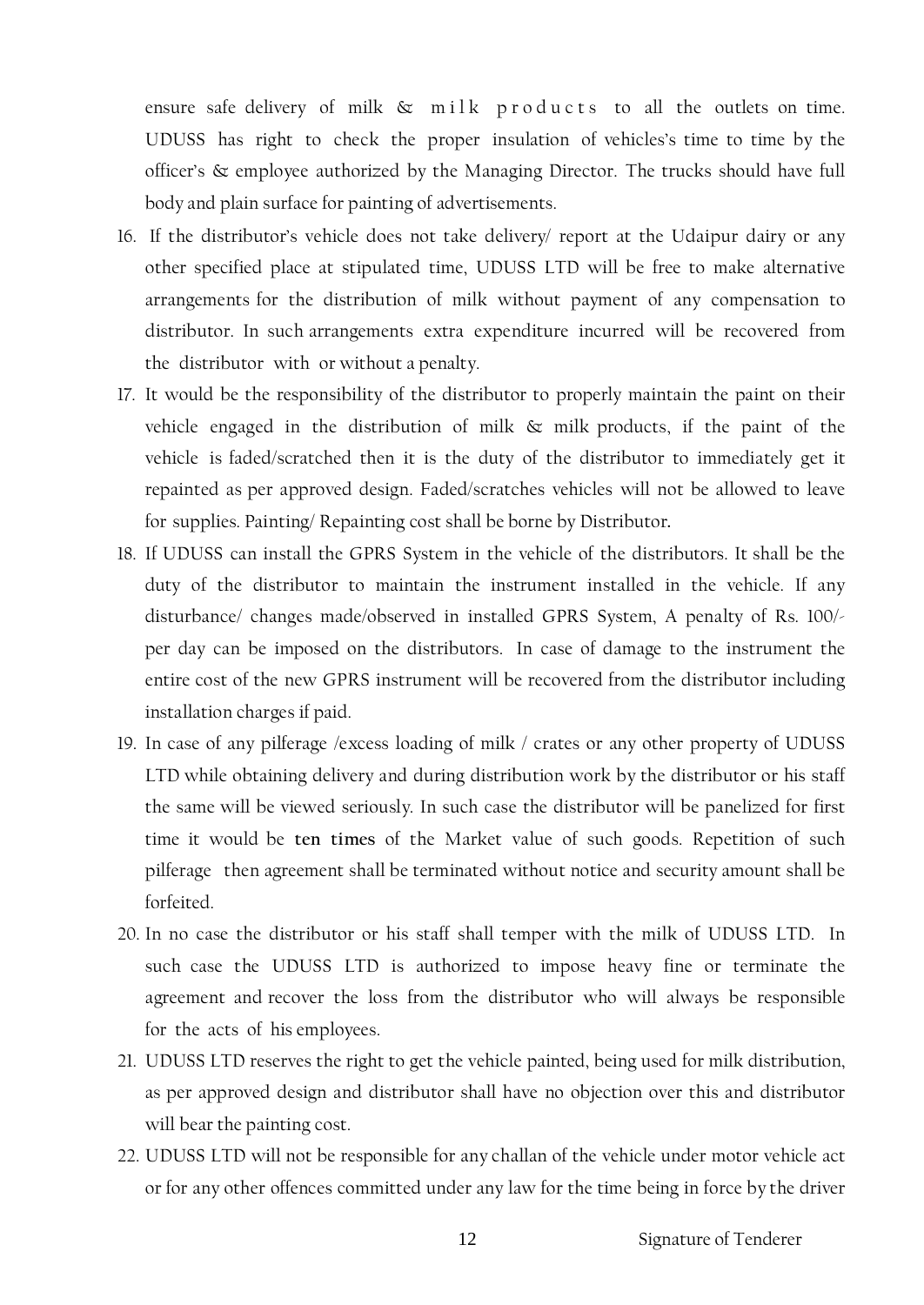ensure safe delivery of milk & milk products to all the outlets on time. UDUSS has right to check the proper insulation of vehicles's time to time by the officer's & employee authorized by the Managing Director. The trucks should have full body and plain surface for painting of advertisements.

16. If the distributor's vehicle does not take delivery/ report at the Udaipur dairy or any other specified place at stipulated time, UDUSS LTD will be free to make alternative arrangements for the distribution of milk without payment of any compensation to distributor. In such arrangements extra expenditure incurred will be recovered from the distributor with or without a penalty.
17. It would be the responsibility of the distributor to properly maintain the paint on their vehicle engaged in the distribution of milk & milk products, if the paint of the vehicle is faded/scratched then it is the duty of the distributor to immediately get it repainted as per approved design. Faded/scratches vehicles will not be allowed to leave for supplies. Painting/ Repainting cost shall be borne by Distributor.
18. If UDUSS can install the GPRS System in the vehicle of the distributors. It shall be the duty of the distributor to maintain the instrument installed in the vehicle. If any disturbance/ changes made/observed in installed GPRS System, A penalty of Rs. 100/- per day can be imposed on the distributors. In case of damage to the instrument the entire cost of the new GPRS instrument will be recovered from the distributor including installation charges if paid.
19. In case of any pilferage /excess loading of milk / crates or any other property of UDUSS LTD while obtaining delivery and during distribution work by the distributor or his staff the same will be viewed seriously. In such case the distributor will be panelized for first time it would be **ten times** of the Market value of such goods. Repetition of such pilferage then agreement shall be terminated without notice and security amount shall be forfeited.
20. In no case the distributor or his staff shall temper with the milk of UDUSS LTD. In such case the UDUSS LTD is authorized to impose heavy fine or terminate the agreement and recover the loss from the distributor who will always be responsible for the acts of his employees.
21. UDUSS LTD reserves the right to get the vehicle painted, being used for milk distribution, as per approved design and distributor shall have no objection over this and distributor will bear the painting cost.
22. UDUSS LTD will not be responsible for any challan of the vehicle under motor vehicle act or for any other offences committed under any law for the time being in force by the driver

Signature of Tenderer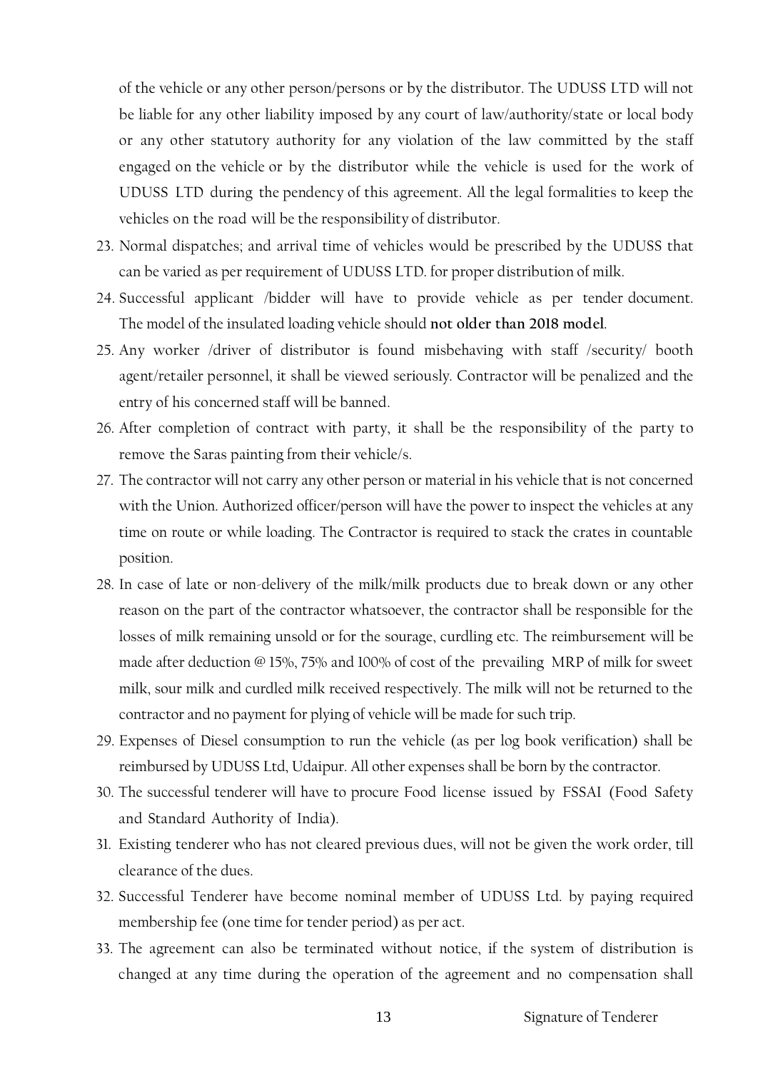of the vehicle or any other person/persons or by the distributor. The UDUSS LTD will not be liable for any other liability imposed by any court of law/authority/state or local body or any other statutory authority for any violation of the law committed by the staff engaged on the vehicle or by the distributor while the vehicle is used for the work of UDUSS LTD during the pendency of this agreement. All the legal formalities to keep the vehicles on the road will be the responsibility of distributor.

23. Normal dispatches; and arrival time of vehicles would be prescribed by the UDUSS that can be varied as per requirement of UDUSS LTD. for proper distribution of milk.
24. Successful applicant /bidder will have to provide vehicle as per tender document. The model of the insulated loading vehicle should **not older than 2018 model**.
25. Any worker /driver of distributor is found misbehaving with staff /security/ booth agent/retailer personnel, it shall be viewed seriously. Contractor will be penalized and the entry of his concerned staff will be banned.
26. After completion of contract with party, it shall be the responsibility of the party to remove the Saras painting from their vehicle/s.
27. The contractor will not carry any other person or material in his vehicle that is not concerned with the Union. Authorized officer/person will have the power to inspect the vehicles at any time on route or while loading. The Contractor is required to stack the crates in countable position.
28. In case of late or non-delivery of the milk/milk products due to break down or any other reason on the part of the contractor whatsoever, the contractor shall be responsible for the losses of milk remaining unsold or for the sourage, curdling etc. The reimbursement will be made after deduction @ 15%, 75% and 100% of cost of the prevailing MRP of milk for sweet milk, sour milk and curdled milk received respectively. The milk will not be returned to the contractor and no payment for plying of vehicle will be made for such trip.
29. Expenses of Diesel consumption to run the vehicle (as per log book verification) shall be reimbursed by UDUSS Ltd, Udaipur. All other expenses shall be born by the contractor.
30. The successful tenderer will have to procure Food license issued by FSSAI (Food Safety and Standard Authority of India).
31. Existing tenderer who has not cleared previous dues, will not be given the work order, till clearance of the dues.
32. Successful Tenderer have become nominal member of UDUSS Ltd. by paying required membership fee (one time for tender period) as per act.
33. The agreement can also be terminated without notice, if the system of distribution is changed at any time during the operation of the agreement and no compensation shall

Signature of Tenderer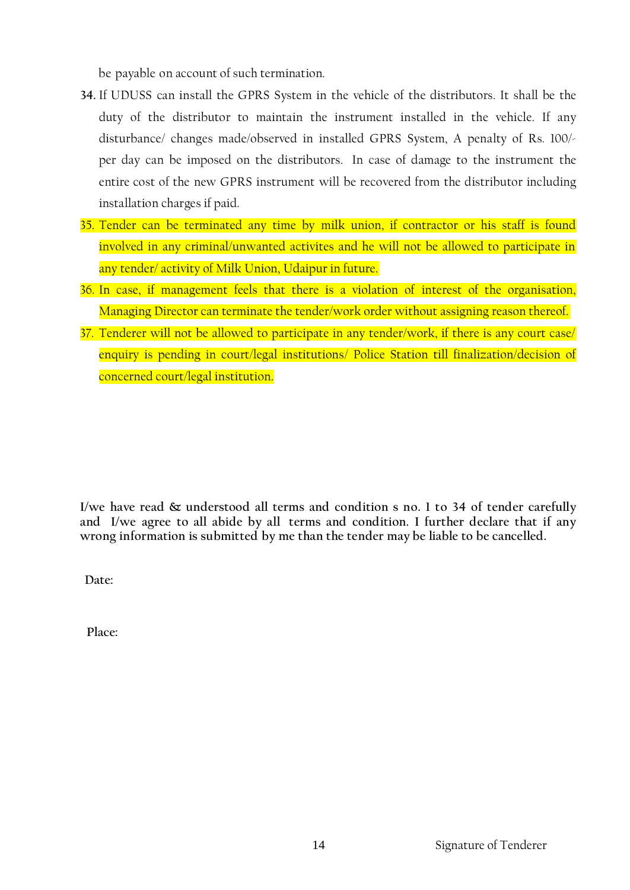be payable on account of such termination.

34. If UDUSS can install the GPRS System in the vehicle of the distributors. It shall be the duty of the distributor to maintain the instrument installed in the vehicle. If any disturbance/ changes made/observed in installed GPRS System, A penalty of Rs. 100/- per day can be imposed on the distributors. In case of damage to the instrument the entire cost of the new GPRS instrument will be recovered from the distributor including installation charges if paid.
35. Tender can be terminated any time by milk union, if contractor or his staff is found involved in any criminal/unwanted activites and he will not be allowed to participate in any tender/ activity of Milk Union, Udaipur in future.
36. In case, if management feels that there is a violation of interest of the organisation, Managing Director can terminate the tender/work order without assigning reason thereof.
37. Tenderer will not be allowed to participate in any tender/work, if there is any court case/ enquiry is pending in court/legal institutions/ Police Station till finalization/decision of concerned court/legal institution.

**I/we have read & understood all terms and condition s no. 1 to 34 of tender carefully and I/we agree to all abide by all terms and condition. I further declare that if any wrong information is submitted by me than the tender may be liable to be cancelled.**

**Date:**

**Place:**

Signature of Tenderer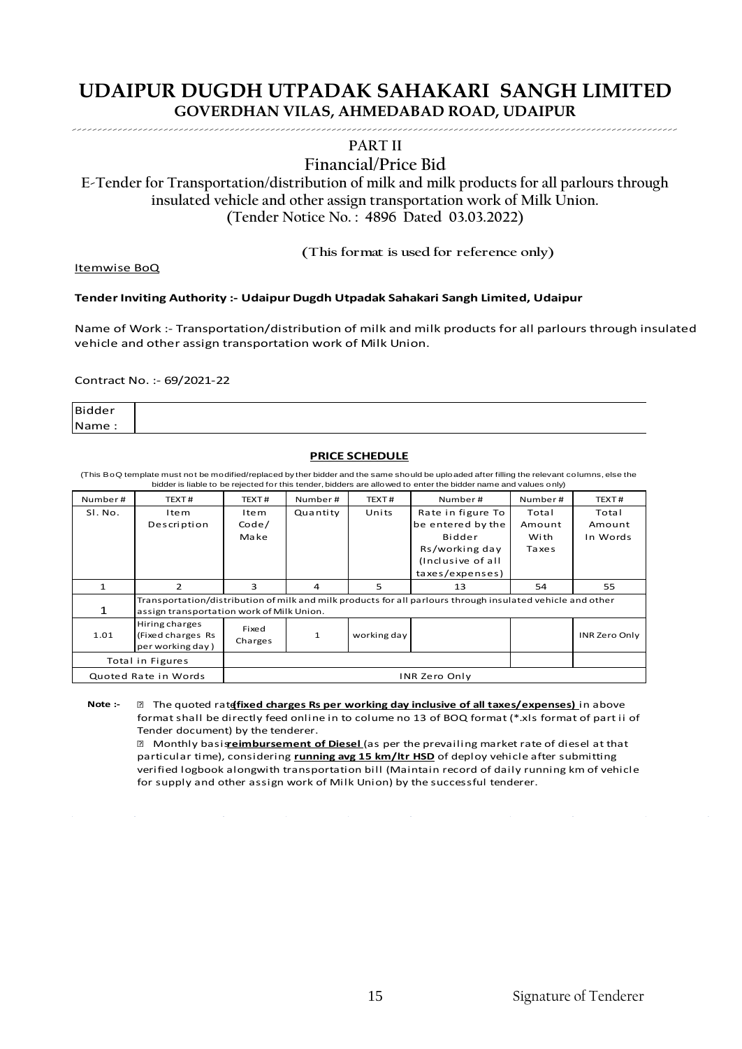# UDAIPUR DUGDH UTPADAK SAHAKARI SANGH LIMITED

## GOVERDHAN VILAS, AHMEDABAD ROAD, UDAIPUR

## PART II

## Financial/Price Bid

E-Tender for Transportation/distribution of milk and milk products for all parlours through insulated vehicle and other assign transportation work of Milk Union.
(Tender Notice No. : 4896 Dated 03.03.2022)

(This format is used for reference only)

Itemwise BoQ

**Tender Inviting Authority :- Udaipur Dugdh Utpadak Sahakari Sangh Limited, Udaipur**

Name of Work :- Transportation/distribution of milk and milk products for all parlours through insulated vehicle and other assign transportation work of Milk Union.

Contract No. :- 69/2021-22

| Bidder Name : | |
|---|---|

**PRICE SCHEDULE**

(This BoQ template must not be modified/replaced by ther bidder and the same should be uploaded after filling the relevant columns, else the bidder is liable to be rejected for this tender, bidders are allowed to enter the bidder name and values only)

| Number# | TEXT# | TEXT# | Number# | TEXT# | Number# | Number# | TEXT# |
|---|---|---|---|---|---|---|---|
| Sl. No. | Item Description | Item Code/ Make | Quantity | Units | Rate in figure To be entered by the Bidder Rs/working day (Inclusive of all taxes/expenses) | Total Amount With Taxes | Total Amount In Words |
| 1 | 2 | 3 | 4 | 5 | 13 | 54 | 55 |
| 1 | Transportation/distribution of milk and milk products for all parlours through insulated vehicle and other assign transportation work of Milk Union. | | | | | | |
| 1.01 | Hiring charges (Fixed charges Rs per working day ) | Fixed Charges | 1 | working day | | | INR Zero Only |
| Total in Figures | | | | | | | |
| Quoted Rate in Words | | INR Zero Only | | | | | |

**Note :-**

- The quoted rate **(fixed charges Rs per working day inclusive of all taxes/expenses)** in above format shall be directly feed online in to colume no 13 of BOQ format (*.xls format of part ii of Tender document) by the tenderer.
- Monthly basis **reimbursement of Diesel** (as per the prevailing market rate of diesel at that particular time), considering **running avg 15 km/ltr HSD** of deploy vehicle after submitting verified logbook alongwith transportation bill (Maintain record of daily running km of vehicle for supply and other assign work of Milk Union) by the successful tenderer.

Signature of Tenderer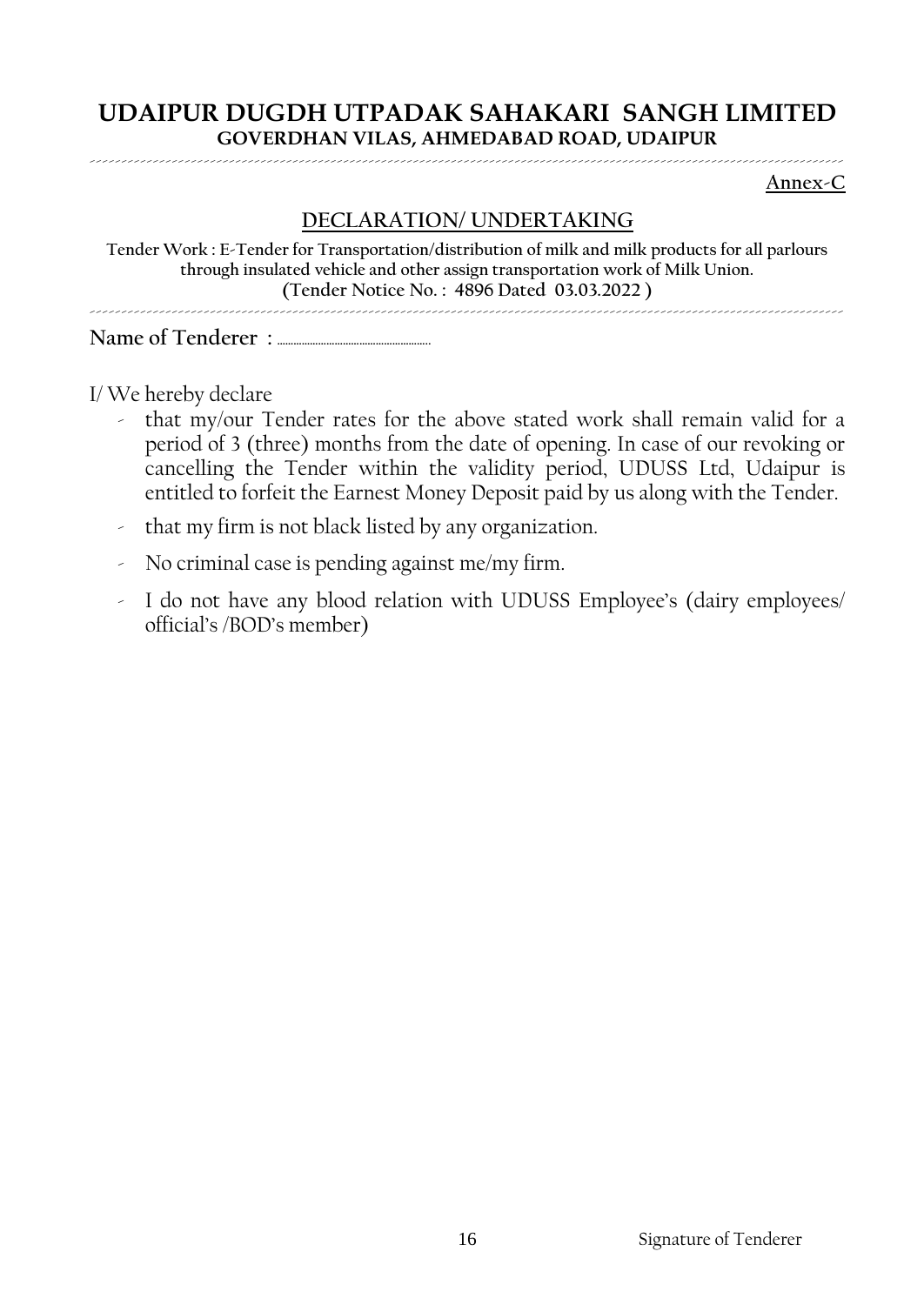# UDAIPUR DUGDH UTPADAK SAHAKARI SANGH LIMITED

**GOVERDHAN VILAS, AHMEDABAD ROAD, UDAIPUR**

**Annex-C**

## DECLARATION/ UNDERTAKING

**Tender Work : E-Tender for Transportation/distribution of milk and milk products for all parlours through insulated vehicle and other assign transportation work of Milk Union.**
**(Tender Notice No. : 4896 Dated 03.03.2022 )**

**Name of Tenderer :** ....................................................

I/ We hereby declare

- that my/our Tender rates for the above stated work shall remain valid for a period of 3 (three) months from the date of opening. In case of our revoking or cancelling the Tender within the validity period, UDUSS Ltd, Udaipur is entitled to forfeit the Earnest Money Deposit paid by us along with the Tender.
- that my firm is not black listed by any organization.
- No criminal case is pending against me/my firm.
- I do not have any blood relation with UDUSS Employee's (dairy employees/ official's /BOD's member)

Signature of Tenderer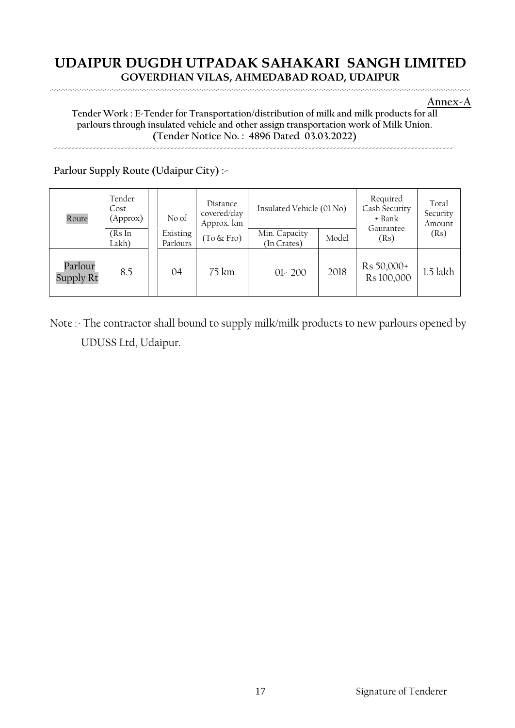# UDAIPUR DUGDH UTPADAK SAHAKARI SANGH LIMITED

## GOVERDHAN VILAS, AHMEDABAD ROAD, UDAIPUR

**Annex-A**

**Tender Work : E-Tender for Transportation/distribution of milk and milk products for all parlours through insulated vehicle and other assign transportation work of Milk Union. (Tender Notice No. : 4896 Dated 03.03.2022)**

**Parlour Supply Route (Udaipur City) :-**

| Route | Tender Cost (Approx) | | No of | Distance covered/day Approx. km | Insulated Vehicle (01 No) | | Required Cash Security + Bank Gaurantee (Rs) | Total Security Amount (Rs) |
|---|---|---|---|---|---|---|---|---|
| | (Rs In Lakh) | | Existing Parlours | (To & Fro) | Min. Capacity (In Crates) | Model | | |
| Parlour Supply Rt | 8.5 | | 04 | 75 km | 01- 200 | 2018 | Rs 50,000+ Rs 100,000 | 1.5 lakh |

Note :- The contractor shall bound to supply milk/milk products to new parlours opened by UDUSS Ltd, Udaipur.

Signature of Tenderer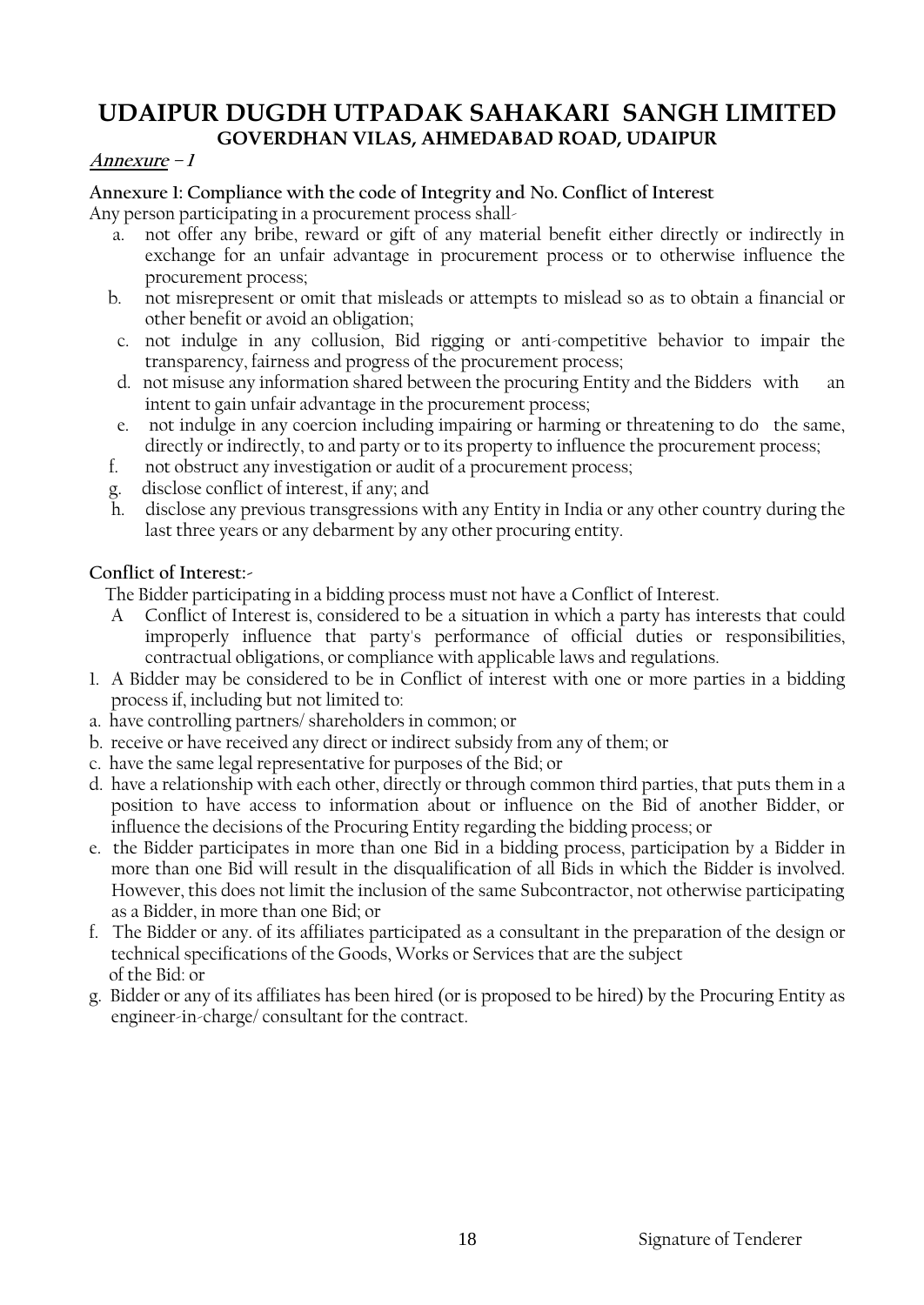# UDAIPUR DUGDH UTPADAK SAHAKARI SANGH LIMITED

## GOVERDHAN VILAS, AHMEDABAD ROAD, UDAIPUR

***Annexure – 1***

**Annexure 1: Compliance with the code of Integrity and No. Conflict of Interest**

Any person participating in a procurement process shall-

a. not offer any bribe, reward or gift of any material benefit either directly or indirectly in exchange for an unfair advantage in procurement process or to otherwise influence the procurement process;
b. not misrepresent or omit that misleads or attempts to mislead so as to obtain a financial or other benefit or avoid an obligation;
c. not indulge in any collusion, Bid rigging or anti-competitive behavior to impair the transparency, fairness and progress of the procurement process;
d. not misuse any information shared between the procuring Entity and the Bidders with an intent to gain unfair advantage in the procurement process;
e. not indulge in any coercion including impairing or harming or threatening to do the same, directly or indirectly, to and party or to its property to influence the procurement process;
f. not obstruct any investigation or audit of a procurement process;
g. disclose conflict of interest, if any; and
h. disclose any previous transgressions with any Entity in India or any other country during the last three years or any debarment by any other procuring entity.

**Conflict of Interest:-**

The Bidder participating in a bidding process must not have a Conflict of Interest.

A Conflict of Interest is, considered to be a situation in which a party has interests that could improperly influence that party's performance of official duties or responsibilities, contractual obligations, or compliance with applicable laws and regulations.

1. A Bidder may be considered to be in Conflict of interest with one or more parties in a bidding process if, including but not limited to:

a. have controlling partners/ shareholders in common; or
b. receive or have received any direct or indirect subsidy from any of them; or
c. have the same legal representative for purposes of the Bid; or
d. have a relationship with each other, directly or through common third parties, that puts them in a position to have access to information about or influence on the Bid of another Bidder, or influence the decisions of the Procuring Entity regarding the bidding process; or
e. the Bidder participates in more than one Bid in a bidding process, participation by a Bidder in more than one Bid will result in the disqualification of all Bids in which the Bidder is involved. However, this does not limit the inclusion of the same Subcontractor, not otherwise participating as a Bidder, in more than one Bid; or
f. The Bidder or any. of its affiliates participated as a consultant in the preparation of the design or technical specifications of the Goods, Works or Services that are the subject of the Bid: or
g. Bidder or any of its affiliates has been hired (or is proposed to be hired) by the Procuring Entity as engineer-in-charge/ consultant for the contract.

Signature of Tenderer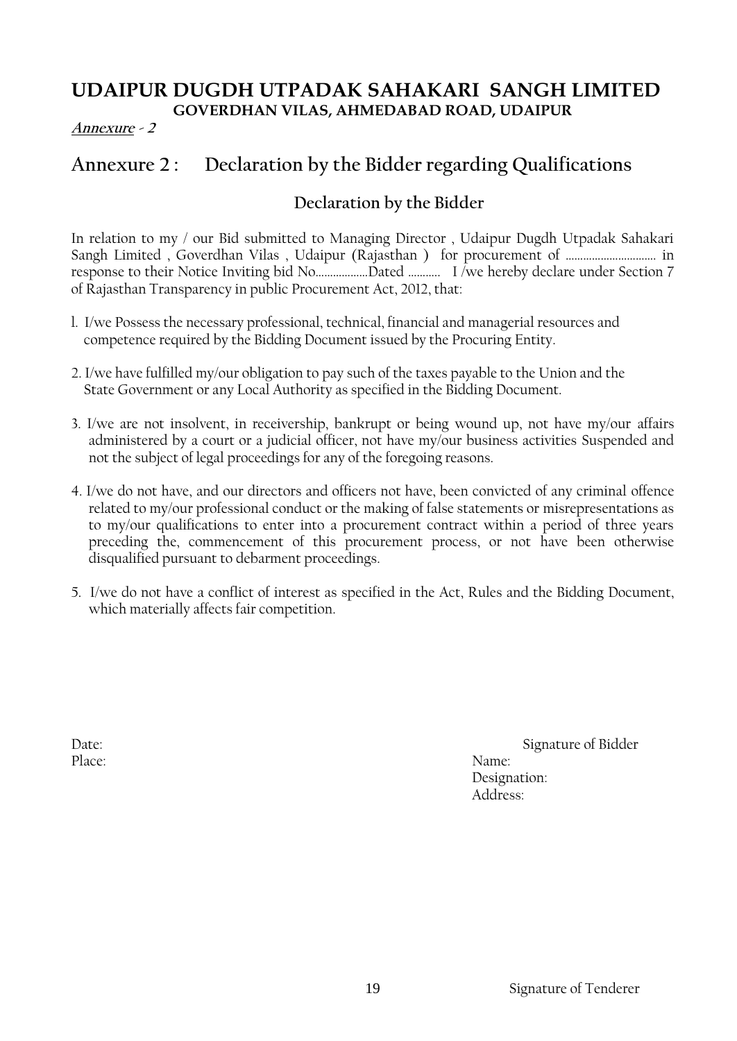# UDAIPUR DUGDH UTPADAK SAHAKARI SANGH LIMITED

**GOVERDHAN VILAS, AHMEDABAD ROAD, UDAIPUR**

***Annexure - 2***

## Annexure 2 : Declaration by the Bidder regarding Qualifications

### Declaration by the Bidder

In relation to my / our Bid submitted to Managing Director , Udaipur Dugdh Utpadak Sahakari Sangh Limited , Goverdhan Vilas , Udaipur (Rajasthan ) for procurement of .............................. in response to their Notice Inviting bid No..................Dated ........... I /we hereby declare under Section 7 of Rajasthan Transparency in public Procurement Act, 2012, that:

1. I/we Possess the necessary professional, technical, financial and managerial resources and competence required by the Bidding Document issued by the Procuring Entity.

2. I/we have fulfilled my/our obligation to pay such of the taxes payable to the Union and the State Government or any Local Authority as specified in the Bidding Document.

3. I/we are not insolvent, in receivership, bankrupt or being wound up, not have my/our affairs administered by a court or a judicial officer, not have my/our business activities Suspended and not the subject of legal proceedings for any of the foregoing reasons.

4. I/we do not have, and our directors and officers not have, been convicted of any criminal offence related to my/our professional conduct or the making of false statements or misrepresentations as to my/our qualifications to enter into a procurement contract within a period of three years preceding the, commencement of this procurement process, or not have been otherwise disqualified pursuant to debarment proceedings.

5. I/we do not have a conflict of interest as specified in the Act, Rules and the Bidding Document, which materially affects fair competition.

Date:

Place:

Signature of Bidder

Name:

Designation:

Address:

Signature of Tenderer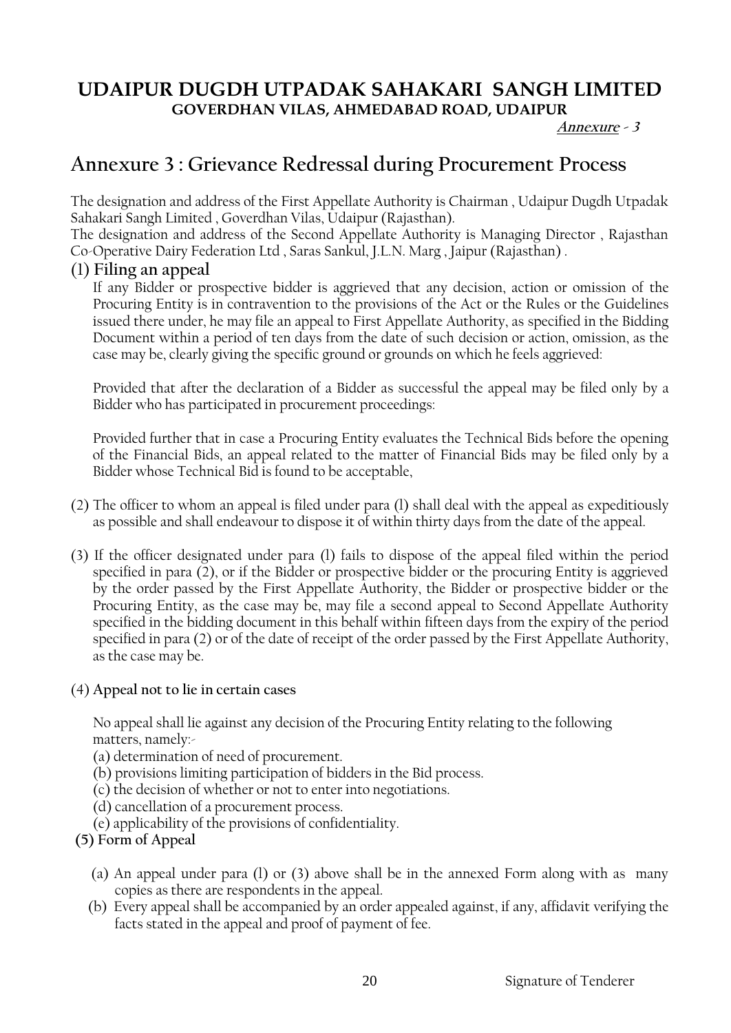# UDAIPUR DUGDH UTPADAK SAHAKARI SANGH LIMITED

**GOVERDHAN VILAS, AHMEDABAD ROAD, UDAIPUR**

***Annexure - 3***

## Annexure 3 : Grievance Redressal during Procurement Process

The designation and address of the First Appellate Authority is Chairman , Udaipur Dugdh Utpadak Sahakari Sangh Limited , Goverdhan Vilas, Udaipur (Rajasthan).

The designation and address of the Second Appellate Authority is Managing Director , Rajasthan Co-Operative Dairy Federation Ltd , Saras Sankul, J.L.N. Marg , Jaipur (Rajasthan) .

### (1) Filing an appeal

If any Bidder or prospective bidder is aggrieved that any decision, action or omission of the Procuring Entity is in contravention to the provisions of the Act or the Rules or the Guidelines issued there under, he may file an appeal to First Appellate Authority, as specified in the Bidding Document within a period of ten days from the date of such decision or action, omission, as the case may be, clearly giving the specific ground or grounds on which he feels aggrieved:

Provided that after the declaration of a Bidder as successful the appeal may be filed only by a Bidder who has participated in procurement proceedings:

Provided further that in case a Procuring Entity evaluates the Technical Bids before the opening of the Financial Bids, an appeal related to the matter of Financial Bids may be filed only by a Bidder whose Technical Bid is found to be acceptable,

(2) The officer to whom an appeal is filed under para (l) shall deal with the appeal as expeditiously as possible and shall endeavour to dispose it of within thirty days from the date of the appeal.

(3) If the officer designated under para (l) fails to dispose of the appeal filed within the period specified in para (2), or if the Bidder or prospective bidder or the procuring Entity is aggrieved by the order passed by the First Appellate Authority, the Bidder or prospective bidder or the Procuring Entity, as the case may be, may file a second appeal to Second Appellate Authority specified in the bidding document in this behalf within fifteen days from the expiry of the period specified in para (2) or of the date of receipt of the order passed by the First Appellate Authority, as the case may be.

**(4) Appeal not to lie in certain cases**

No appeal shall lie against any decision of the Procuring Entity relating to the following matters, namely:-

(a) determination of need of procurement.
(b) provisions limiting participation of bidders in the Bid process.
(c) the decision of whether or not to enter into negotiations.
(d) cancellation of a procurement process.
(e) applicability of the provisions of confidentiality.

**(5) Form of Appeal**

(a) An appeal under para (l) or (3) above shall be in the annexed Form along with as many copies as there are respondents in the appeal.

(b) Every appeal shall be accompanied by an order appealed against, if any, affidavit verifying the facts stated in the appeal and proof of payment of fee.

Signature of Tenderer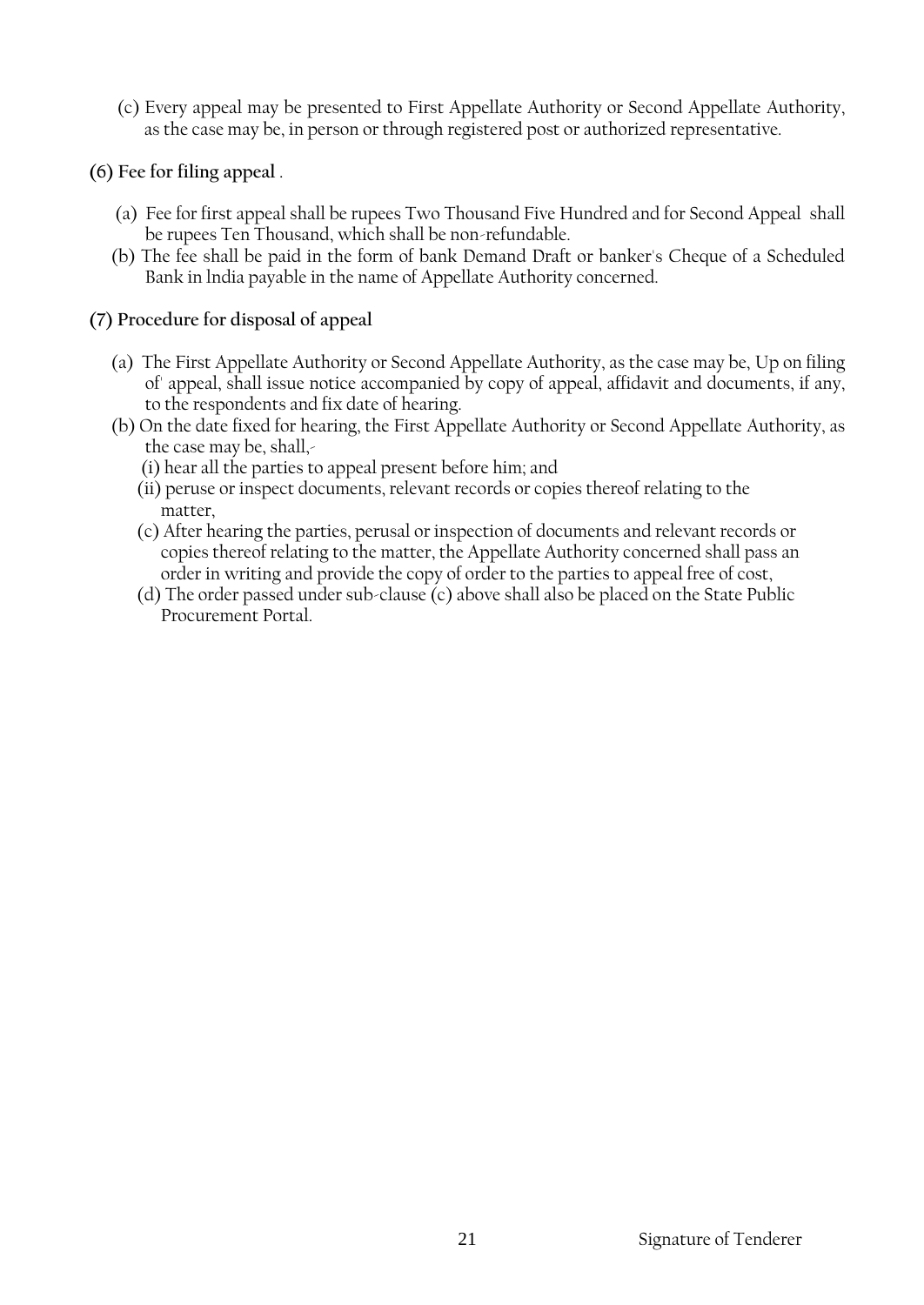(c) Every appeal may be presented to First Appellate Authority or Second Appellate Authority, as the case may be, in person or through registered post or authorized representative.

**(6) Fee for filing appeal** .

(a) Fee for first appeal shall be rupees Two Thousand Five Hundred and for Second Appeal shall be rupees Ten Thousand, which shall be non-refundable.

(b) The fee shall be paid in the form of bank Demand Draft or banker's Cheque of a Scheduled Bank in lndia payable in the name of Appellate Authority concerned.

**(7) Procedure for disposal of appeal**

(a) The First Appellate Authority or Second Appellate Authority, as the case may be, Up on filing of' appeal, shall issue notice accompanied by copy of appeal, affidavit and documents, if any, to the respondents and fix date of hearing.

(b) On the date fixed for hearing, the First Appellate Authority or Second Appellate Authority, as the case may be, shall,-

(i) hear all the parties to appeal present before him; and

(ii) peruse or inspect documents, relevant records or copies thereof relating to the matter,

(c) After hearing the parties, perusal or inspection of documents and relevant records or copies thereof relating to the matter, the Appellate Authority concerned shall pass an order in writing and provide the copy of order to the parties to appeal free of cost,

(d) The order passed under sub-clause (c) above shall also be placed on the State Public Procurement Portal.

Signature of Tenderer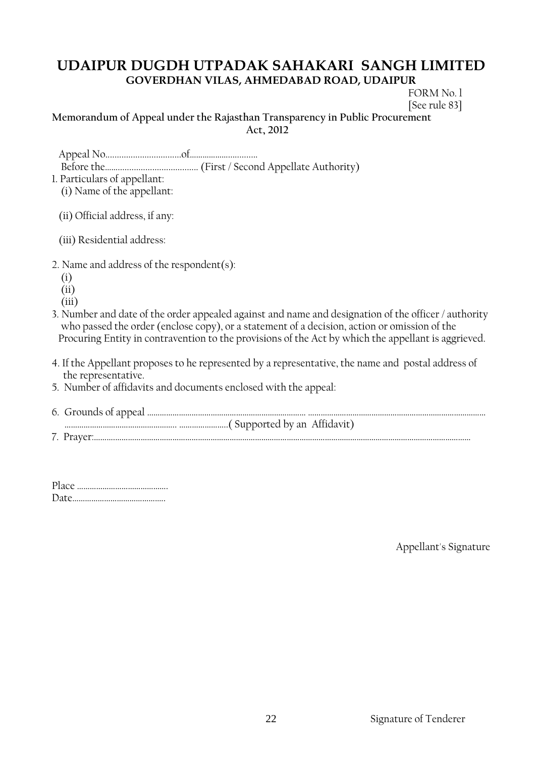# UDAIPUR DUGDH UTPADAK SAHAKARI SANGH LIMITED

## GOVERDHAN VILAS, AHMEDABAD ROAD, UDAIPUR

FORM No. 1
[See rule 83]

**Memorandum of Appeal under the Rajasthan Transparency in Public Procurement Act, 2012**

Appeal No……………………………of…………………………

Before the…………………………………… (First / Second Appellate Authority)

1. Particulars of appellant:
   (i) Name of the appellant:

   (ii) Official address, if any:

   (iii) Residential address:

2. Name and address of the respondent(s):
   (i)
   (ii)
   (iii)

3. Number and date of the order appealed against and name and designation of the officer / authority who passed the order (enclose copy), or a statement of a decision, action or omission of the Procuring Entity in contravention to the provisions of the Act by which the appellant is aggrieved.

4. If the Appellant proposes to he represented by a representative, the name and postal address of the representative.

5. Number of affidavits and documents enclosed with the appeal:

6. Grounds of appeal ……………………………………………………………… ……………………………………………………………………………… ……………………………………………… ……………………( Supported by an Affidavit)

7. Prayer:……………………………………………………………………………………………………………………………………

Place ……………………………………

Date……………………………………

Appellant's Signature

Signature of Tenderer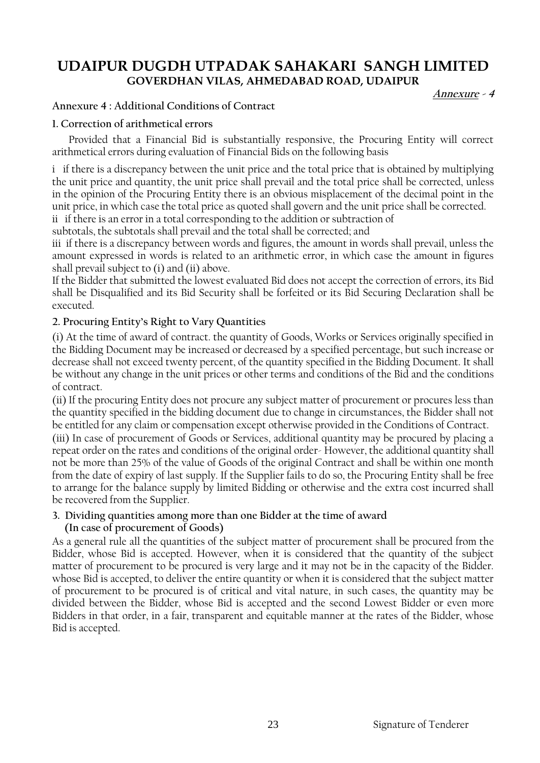# UDAIPUR DUGDH UTPADAK SAHAKARI SANGH LIMITED
## GOVERDHAN VILAS, AHMEDABAD ROAD, UDAIPUR

***Annexure - 4***

**Annexure 4 : Additional Conditions of Contract**

**1. Correction of arithmetical errors**

Provided that a Financial Bid is substantially responsive, the Procuring Entity will correct arithmetical errors during evaluation of Financial Bids on the following basis

i if there is a discrepancy between the unit price and the total price that is obtained by multiplying the unit price and quantity, the unit price shall prevail and the total price shall be corrected, unless in the opinion of the Procuring Entity there is an obvious misplacement of the decimal point in the unit price, in which case the total price as quoted shall govern and the unit price shall be corrected.
ii if there is an error in a total corresponding to the addition or subtraction of subtotals, the subtotals shall prevail and the total shall be corrected; and
iii if there is a discrepancy between words and figures, the amount in words shall prevail, unless the amount expressed in words is related to an arithmetic error, in which case the amount in figures shall prevail subject to (i) and (ii) above.
If the Bidder that submitted the lowest evaluated Bid does not accept the correction of errors, its Bid shall be Disqualified and its Bid Security shall be forfeited or its Bid Securing Declaration shall be executed.

**2. Procuring Entity's Right to Vary Quantities**

(i) At the time of award of contract. the quantity of Goods, Works or Services originally specified in the Bidding Document may be increased or decreased by a specified percentage, but such increase or decrease shall not exceed twenty percent, of the quantity specified in the Bidding Document. It shall be without any change in the unit prices or other terms and conditions of the Bid and the conditions of contract.

(ii) If the procuring Entity does not procure any subject matter of procurement or procures less than the quantity specified in the bidding document due to change in circumstances, the Bidder shall not be entitled for any claim or compensation except otherwise provided in the Conditions of Contract.

(iii) In case of procurement of Goods or Services, additional quantity may be procured by placing a repeat order on the rates and conditions of the original order- However, the additional quantity shall not be more than 25% of the value of Goods of the original Contract and shall be within one month from the date of expiry of last supply. If the Supplier fails to do so, the Procuring Entity shall be free to arrange for the balance supply by limited Bidding or otherwise and the extra cost incurred shall be recovered from the Supplier.

**3. Dividing quantities among more than one Bidder at the time of award (In case of procurement of Goods)**

As a general rule all the quantities of the subject matter of procurement shall be procured from the Bidder, whose Bid is accepted. However, when it is considered that the quantity of the subject matter of procurement to be procured is very large and it may not be in the capacity of the Bidder. whose Bid is accepted, to deliver the entire quantity or when it is considered that the subject matter of procurement to be procured is of critical and vital nature, in such cases, the quantity may be divided between the Bidder, whose Bid is accepted and the second Lowest Bidder or even more Bidders in that order, in a fair, transparent and equitable manner at the rates of the Bidder, whose Bid is accepted.

Signature of Tenderer